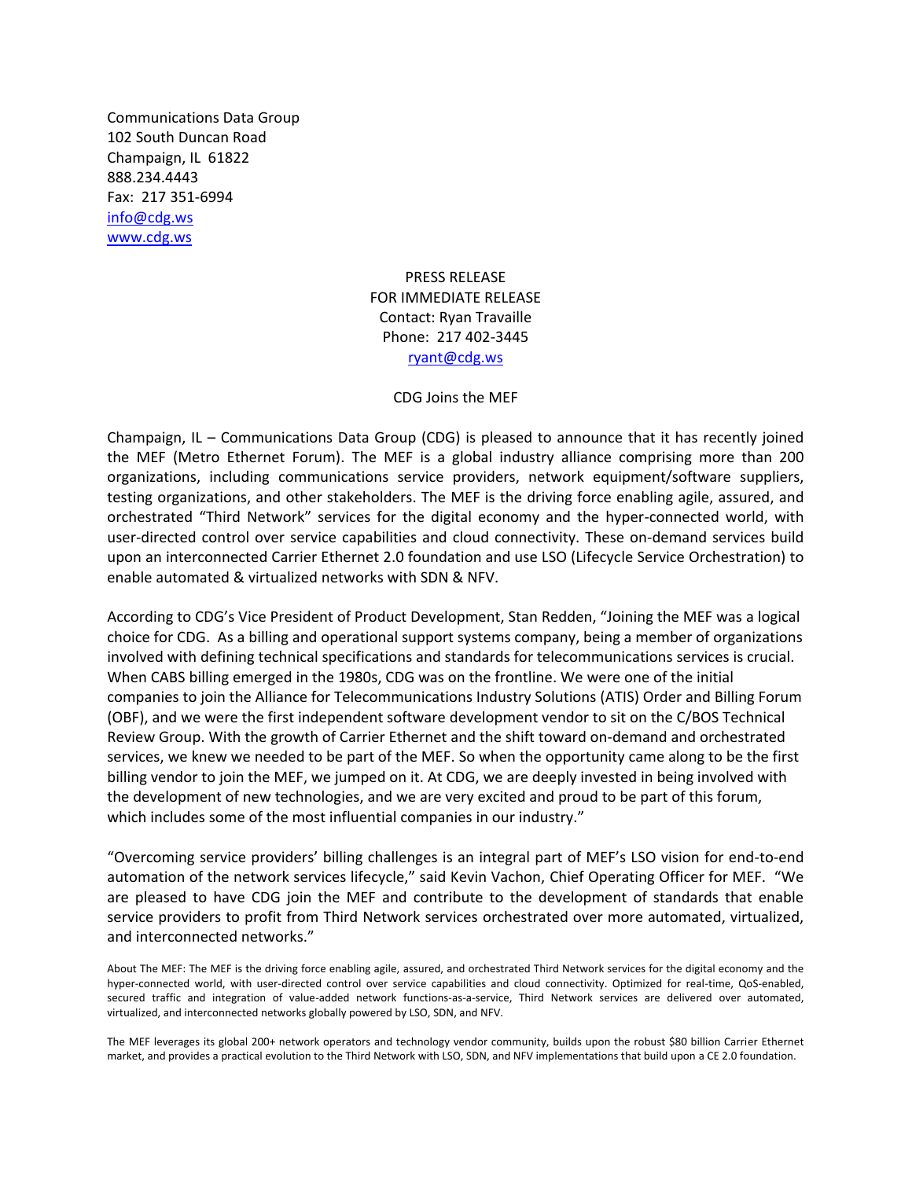Communications Data Group
102 South Duncan Road
Champaign, IL 61822
888.234.4443
Fax: 217 351-6994
info@cdg.ws
www.cdg.ws

PRESS RELEASE
FOR IMMEDIATE RELEASE
Contact: Ryan Travaille
Phone: 217 402-3445
ryant@cdg.ws

# CDG Joins the MEF

Champaign, IL – Communications Data Group (CDG) is pleased to announce that it has recently joined the MEF (Metro Ethernet Forum). The MEF is a global industry alliance comprising more than 200 organizations, including communications service providers, network equipment/software suppliers, testing organizations, and other stakeholders. The MEF is the driving force enabling agile, assured, and orchestrated "Third Network" services for the digital economy and the hyper-connected world, with user-directed control over service capabilities and cloud connectivity. These on-demand services build upon an interconnected Carrier Ethernet 2.0 foundation and use LSO (Lifecycle Service Orchestration) to enable automated & virtualized networks with SDN & NFV.

According to CDG's Vice President of Product Development, Stan Redden, "Joining the MEF was a logical choice for CDG. As a billing and operational support systems company, being a member of organizations involved with defining technical specifications and standards for telecommunications services is crucial. When CABS billing emerged in the 1980s, CDG was on the frontline. We were one of the initial companies to join the Alliance for Telecommunications Industry Solutions (ATIS) Order and Billing Forum (OBF), and we were the first independent software development vendor to sit on the C/BOS Technical Review Group. With the growth of Carrier Ethernet and the shift toward on-demand and orchestrated services, we knew we needed to be part of the MEF. So when the opportunity came along to be the first billing vendor to join the MEF, we jumped on it. At CDG, we are deeply invested in being involved with the development of new technologies, and we are very excited and proud to be part of this forum, which includes some of the most influential companies in our industry."

"Overcoming service providers' billing challenges is an integral part of MEF's LSO vision for end-to-end automation of the network services lifecycle," said Kevin Vachon, Chief Operating Officer for MEF. "We are pleased to have CDG join the MEF and contribute to the development of standards that enable service providers to profit from Third Network services orchestrated over more automated, virtualized, and interconnected networks."

About The MEF: The MEF is the driving force enabling agile, assured, and orchestrated Third Network services for the digital economy and the hyper-connected world, with user-directed control over service capabilities and cloud connectivity. Optimized for real-time, QoS-enabled, secured traffic and integration of value-added network functions-as-a-service, Third Network services are delivered over automated, virtualized, and interconnected networks globally powered by LSO, SDN, and NFV.

The MEF leverages its global 200+ network operators and technology vendor community, builds upon the robust $80 billion Carrier Ethernet market, and provides a practical evolution to the Third Network with LSO, SDN, and NFV implementations that build upon a CE 2.0 foundation.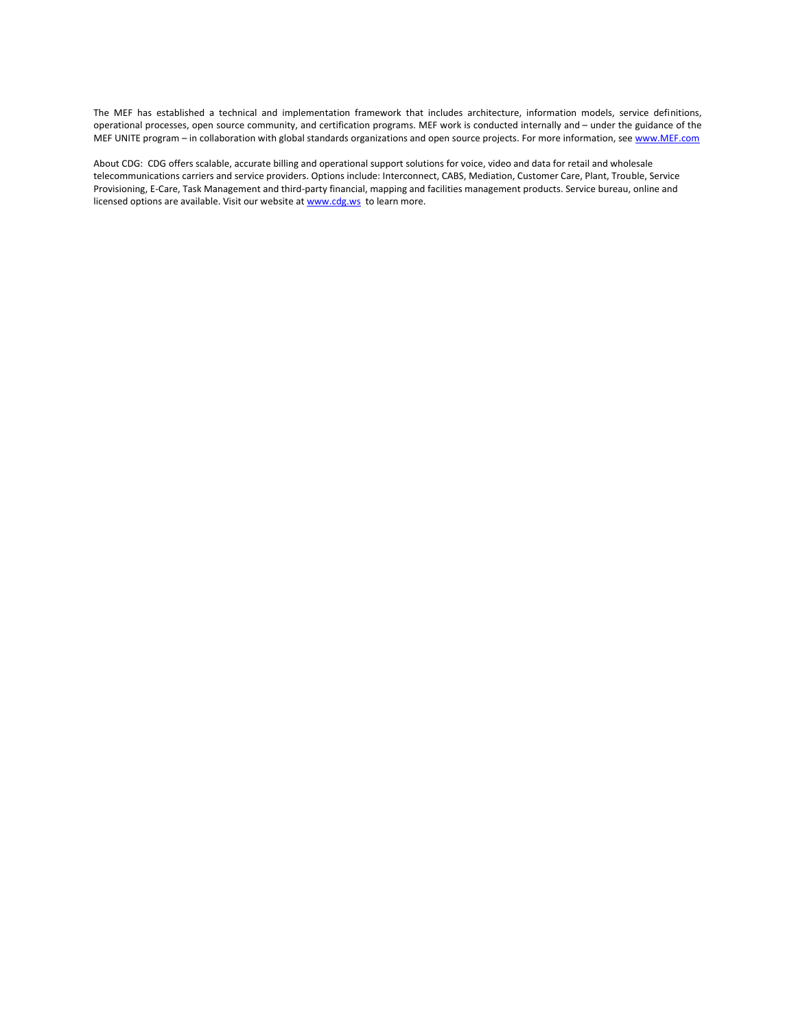The MEF has established a technical and implementation framework that includes architecture, information models, service definitions, operational processes, open source community, and certification programs. MEF work is conducted internally and – under the guidance of the MEF UNITE program – in collaboration with global standards organizations and open source projects. For more information, see www.MEF.com

About CDG: CDG offers scalable, accurate billing and operational support solutions for voice, video and data for retail and wholesale telecommunications carriers and service providers. Options include: Interconnect, CABS, Mediation, Customer Care, Plant, Trouble, Service Provisioning, E-Care, Task Management and third-party financial, mapping and facilities management products. Service bureau, online and licensed options are available. Visit our website at www.cdg.ws to learn more.